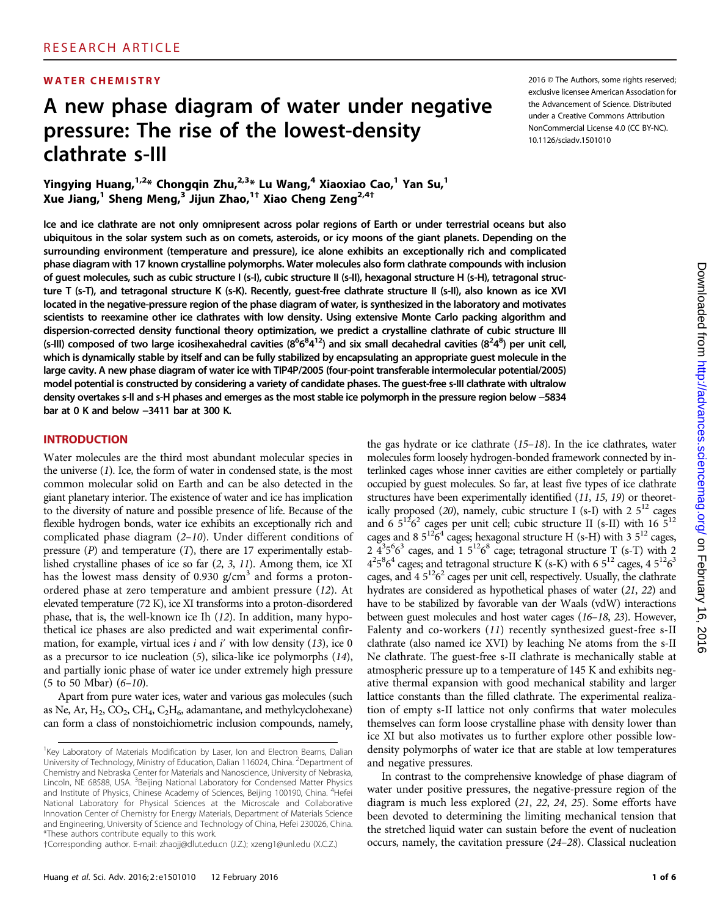RESEARCH ARTICLE

WATER CHEMISTRY

# A new phase diagram of water under negative pressure: The rise of the lowest-density clathrate s-III

2016 © The Authors, some rights reserved; exclusive licensee American Association for the Advancement of Science. Distributed under a Creative Commons Attribution NonCommercial License 4.0 (CC BY-NC). 10.1126/sciadv.1501010

Yingying Huang,[1,2]* Chongqin Zhu,[2,3]* Lu Wang,[4] Xiaoxiao Cao,[1] Yan Su,[1] Xue Jiang,[1] Sheng Meng,[3] Jijun Zhao,[1]† Xiao Cheng Zeng[2,4]†

**Ice and ice clathrate are not only omnipresent across polar regions of Earth or under terrestrial oceans but also ubiquitous in the solar system such as on comets, asteroids, or icy moons of the giant planets. Depending on the surrounding environment (temperature and pressure), ice alone exhibits an exceptionally rich and complicated phase diagram with 17 known crystalline polymorphs. Water molecules also form clathrate compounds with inclusion of guest molecules, such as cubic structure I (s-I), cubic structure II (s-II), hexagonal structure H (s-H), tetragonal structure T (s-T), and tetragonal structure K (s-K). Recently, guest-free clathrate structure II (s-II), also known as ice XVI located in the negative-pressure region of the phase diagram of water, is synthesized in the laboratory and motivates scientists to reexamine other ice clathrates with low density. Using extensive Monte Carlo packing algorithm and dispersion-corrected density functional theory optimization, we predict a crystalline clathrate of cubic structure III (s-III) composed of two large icosihexahedral cavities ($8^6 6^8 4^{12}$) and six small decahedral cavities ($8^2 4^8$) per unit cell, which is dynamically stable by itself and can be fully stabilized by encapsulating an appropriate guest molecule in the large cavity. A new phase diagram of water ice with TIP4P/2005 (four-point transferable intermolecular potential/2005) model potential is constructed by considering a variety of candidate phases. The guest-free s-III clathrate with ultralow density overtakes s-II and s-H phases and emerges as the most stable ice polymorph in the pressure region below −5834 bar at 0 K and below −3411 bar at 300 K.**

## INTRODUCTION

Water molecules are the third most abundant molecular species in the universe (*1*). Ice, the form of water in condensed state, is the most common molecular solid on Earth and can be also detected in the giant planetary interior. The existence of water and ice has implication to the diversity of nature and possible presence of life. Because of the flexible hydrogen bonds, water ice exhibits an exceptionally rich and complicated phase diagram (*2*–*10*). Under different conditions of pressure (*P*) and temperature (*T*), there are 17 experimentally established crystalline phases of ice so far (*2*, *3*, *11*). Among them, ice XI has the lowest mass density of 0.930 g/cm$^3$ and forms a proton-ordered phase at zero temperature and ambient pressure (*12*). At elevated temperature (72 K), ice XI transforms into a proton-disordered phase, that is, the well-known ice Ih (*12*). In addition, many hypothetical ice phases are also predicted and wait experimental confirmation, for example, virtual ices *i* and *i*′ with low density (*13*), ice 0 as a precursor to ice nucleation (*5*), silica-like ice polymorphs (*14*), and partially ionic phase of water ice under extremely high pressure (5 to 50 Mbar) (*6*–*10*).

Apart from pure water ices, water and various gas molecules (such as Ne, Ar, $H_2$, $CO_2$, $CH_4$, $C_2H_6$, adamantane, and methylcyclohexane) can form a class of nonstoichiometric inclusion compounds, namely, the gas hydrate or ice clathrate (*15*–*18*). In the ice clathrates, water molecules form loosely hydrogen-bonded framework connected by interlinked cages whose inner cavities are either completely or partially occupied by guest molecules. So far, at least five types of ice clathrate structures have been experimentally identified (*11*, *15*, *19*) or theoretically proposed (*20*), namely, cubic structure I (s-I) with 2 $5^{12}$ cages and 6 $5^{12}6^2$ cages per unit cell; cubic structure II (s-II) with 16 $5^{12}$ cages and 8 $5^{12}6^4$ cages; hexagonal structure H (s-H) with 3 $5^{12}$ cages, 2 $4^3 5^6 6^3$ cages, and 1 $5^{12}6^8$ cage; tetragonal structure T (s-T) with 2 $4^2 5^8 6^4$ cages; and tetragonal structure K (s-K) with 6 $5^{12}$ cages, 4 $5^{12}6^3$ cages, and 4 $5^{12}6^2$ cages per unit cell, respectively. Usually, the clathrate hydrates are considered as hypothetical phases of water (*21*, *22*) and have to be stabilized by favorable van der Waals (vdW) interactions between guest molecules and host water cages (*16*–*18*, *23*). However, Falenty and co-workers (*11*) recently synthesized guest-free s-II clathrate (also named ice XVI) by leaching Ne atoms from the s-II Ne clathrate. The guest-free s-II clathrate is mechanically stable at atmospheric pressure up to a temperature of 145 K and exhibits negative thermal expansion with good mechanical stability and larger lattice constants than the filled clathrate. The experimental realization of empty s-II lattice not only confirms that water molecules themselves can form loose crystalline phase with density lower than ice XI but also motivates us to further explore other possible low-density polymorphs of water ice that are stable at low temperatures and negative pressures.

In contrast to the comprehensive knowledge of phase diagram of water under positive pressures, the negative-pressure region of the diagram is much less explored (*21*, *22*, *24*, *25*). Some efforts have been devoted to determining the limiting mechanical tension that the stretched liquid water can sustain before the event of nucleation occurs, namely, the cavitation pressure (*24*–*28*). Classical nucleation

[1]Key Laboratory of Materials Modification by Laser, Ion and Electron Beams, Dalian University of Technology, Ministry of Education, Dalian 116024, China. [2]Department of Chemistry and Nebraska Center for Materials and Nanoscience, University of Nebraska, Lincoln, NE 68588, USA. [3]Beijing National Laboratory for Condensed Matter Physics and Institute of Physics, Chinese Academy of Sciences, Beijing 100190, China. [4]Hefei National Laboratory for Physical Sciences at the Microscale and Collaborative Innovation Center of Chemistry for Energy Materials, Department of Materials Science and Engineering, University of Science and Technology of China, Hefei 230026, China.
*These authors contribute equally to this work.
†Corresponding author. E-mail: zhaojj@dlut.edu.cn (J.Z.); xzeng1@unl.edu (X.C.Z.)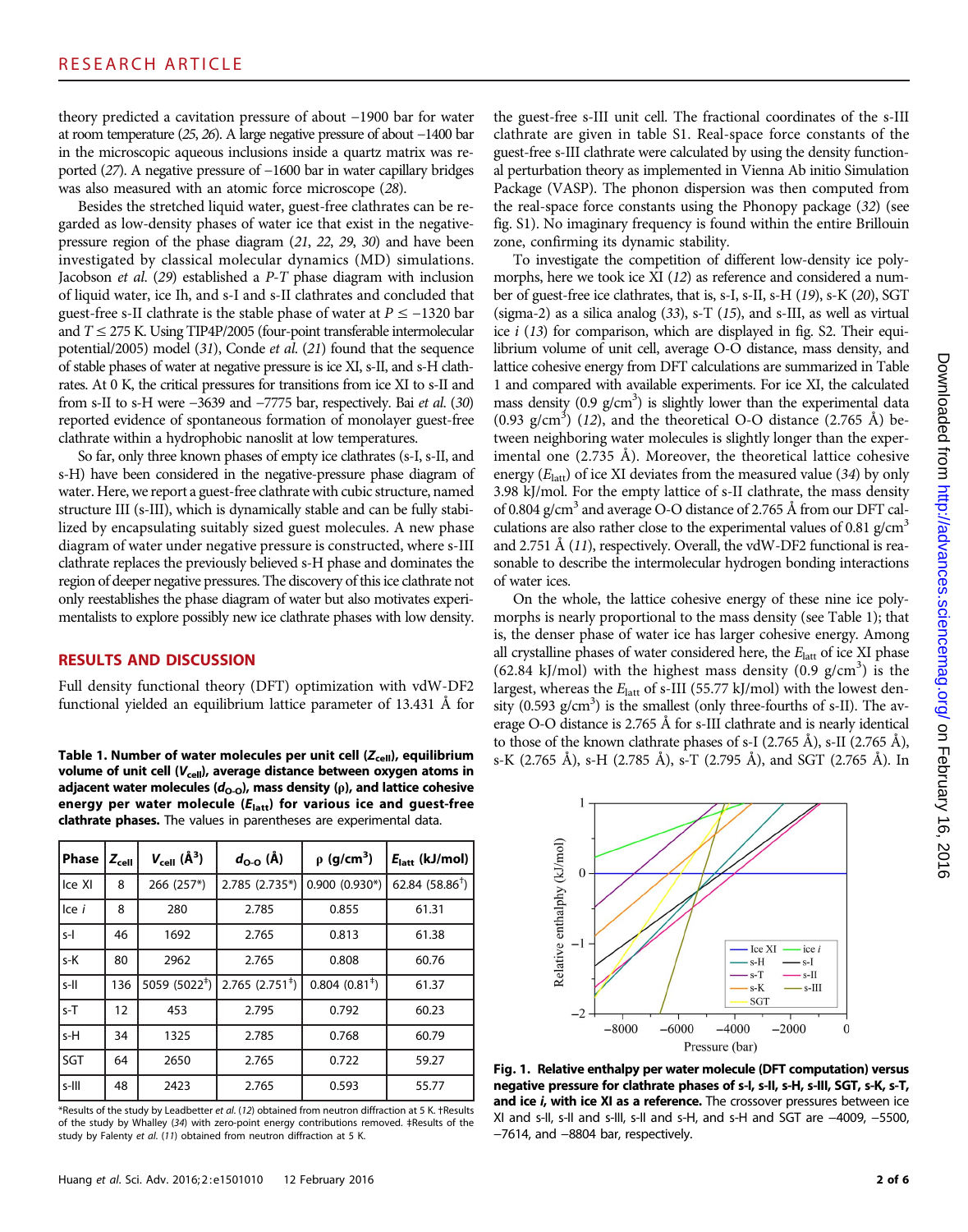theory predicted a cavitation pressure of about −1900 bar for water at room temperature (25, 26). A large negative pressure of about −1400 bar in the microscopic aqueous inclusions inside a quartz matrix was reported (27). A negative pressure of −1600 bar in water capillary bridges was also measured with an atomic force microscope (28).

Besides the stretched liquid water, guest-free clathrates can be regarded as low-density phases of water ice that exist in the negative-pressure region of the phase diagram (21, 22, 29, 30) and have been investigated by classical molecular dynamics (MD) simulations. Jacobson *et al.* (29) established a *P-T* phase diagram with inclusion of liquid water, ice Ih, and s-I and s-II clathrates and concluded that guest-free s-II clathrate is the stable phase of water at $P \leq -1320$ bar and $T \leq 275$ K. Using TIP4P/2005 (four-point transferable intermolecular potential/2005) model (31), Conde *et al.* (21) found that the sequence of stable phases of water at negative pressure is ice XI, s-II, and s-H clathrates. At 0 K, the critical pressures for transitions from ice XI to s-II and from s-II to s-H were −3639 and −7775 bar, respectively. Bai *et al.* (30) reported evidence of spontaneous formation of monolayer guest-free clathrate within a hydrophobic nanoslit at low temperatures.

So far, only three known phases of empty ice clathrates (s-I, s-II, and s-H) have been considered in the negative-pressure phase diagram of water. Here, we report a guest-free clathrate with cubic structure, named structure III (s-III), which is dynamically stable and can be fully stabilized by encapsulating suitably sized guest molecules. A new phase diagram of water under negative pressure is constructed, where s-III clathrate replaces the previously believed s-H phase and dominates the region of deeper negative pressures. The discovery of this ice clathrate not only reestablishes the phase diagram of water but also motivates experimentalists to explore possibly new ice clathrate phases with low density.

## RESULTS AND DISCUSSION

Full density functional theory (DFT) optimization with vdW-DF2 functional yielded an equilibrium lattice parameter of 13.431 Å for the guest-free s-III unit cell. The fractional coordinates of the s-III clathrate are given in table S1. Real-space force constants of the guest-free s-III clathrate were calculated by using the density functional perturbation theory as implemented in Vienna Ab initio Simulation Package (VASP). The phonon dispersion was then computed from the real-space force constants using the Phonopy package (32) (see fig. S1). No imaginary frequency is found within the entire Brillouin zone, confirming its dynamic stability.

To investigate the competition of different low-density ice polymorphs, here we took ice XI (12) as reference and considered a number of guest-free ice clathrates, that is, s-I, s-II, s-H (19), s-K (20), SGT (sigma-2) as a silica analog (33), s-T (15), and s-III, as well as virtual ice *i* (13) for comparison, which are displayed in fig. S2. Their equilibrium volume of unit cell, average O-O distance, mass density, and lattice cohesive energy from DFT calculations are summarized in Table 1 and compared with available experiments. For ice XI, the calculated mass density (0.9 g/cm$^3$) is slightly lower than the experimental data (0.93 g/cm$^3$) (12), and the theoretical O-O distance (2.765 Å) between neighboring water molecules is slightly longer than the experimental one (2.735 Å). Moreover, the theoretical lattice cohesive energy ($E_{latt}$) of ice XI deviates from the measured value (34) by only 3.98 kJ/mol. For the empty lattice of s-II clathrate, the mass density of 0.804 g/cm$^3$ and average O-O distance of 2.765 Å from our DFT calculations are also rather close to the experimental values of 0.81 g/cm$^3$ and 2.751 Å (11), respectively. Overall, the vdW-DF2 functional is reasonable to describe the intermolecular hydrogen bonding interactions of water ices.

On the whole, the lattice cohesive energy of these nine ice polymorphs is nearly proportional to the mass density (see Table 1); that is, the denser phase of water ice has larger cohesive energy. Among all crystalline phases of water considered here, the $E_{latt}$ of ice XI phase (62.84 kJ/mol) with the highest mass density (0.9 g/cm$^3$) is the largest, whereas the $E_{latt}$ of s-III (55.77 kJ/mol) with the lowest density (0.593 g/cm$^3$) is the smallest (only three-fourths of s-II). The average O-O distance is 2.765 Å for s-III clathrate and is nearly identical to those of the known clathrate phases of s-I (2.765 Å), s-II (2.765 Å), s-K (2.765 Å), s-H (2.785 Å), s-T (2.795 Å), and SGT (2.765 Å). In

**Table 1. Number of water molecules per unit cell ($Z_{cell}$), equilibrium volume of unit cell ($V_{cell}$), average distance between oxygen atoms in adjacent water molecules ($d_{O-O}$), mass density (ρ), and lattice cohesive energy per water molecule ($E_{latt}$) for various ice and guest-free clathrate phases.** The values in parentheses are experimental data.

| Phase | $Z_{cell}$ | $V_{cell}$ (Å$^3$) | $d_{O-O}$ (Å) | ρ (g/cm$^3$) | $E_{latt}$ (kJ/mol) |
|---|---|---|---|---|---|
| Ice XI | 8 | 266 (257*) | 2.785 (2.735*) | 0.900 (0.930*) | 62.84 (58.86†) |
| Ice *i* | 8 | 280 | 2.785 | 0.855 | 61.31 |
| s-I | 46 | 1692 | 2.765 | 0.813 | 61.38 |
| s-K | 80 | 2962 | 2.765 | 0.808 | 60.76 |
| s-II | 136 | 5059 (5022‡) | 2.765 (2.751‡) | 0.804 (0.81‡) | 61.37 |
| s-T | 12 | 453 | 2.795 | 0.792 | 60.23 |
| s-H | 34 | 1325 | 2.785 | 0.768 | 60.79 |
| SGT | 64 | 2650 | 2.765 | 0.722 | 59.27 |
| s-III | 48 | 2423 | 2.765 | 0.593 | 55.77 |

*Results of the study by Leadbetter *et al.* (12) obtained from neutron diffraction at 5 K. †Results of the study by Whalley (34) with zero-point energy contributions removed. ‡Results of the study by Falenty *et al.* (11) obtained from neutron diffraction at 5 K.

**Fig. 1. Relative enthalpy per water molecule (DFT computation) versus negative pressure for clathrate phases of s-I, s-II, s-H, s-III, SGT, s-K, s-T, and ice *i*, with ice XI as a reference.** The crossover pressures between ice XI and s-II, s-II and s-III, s-II and s-H, and s-H and SGT are −4009, −5500, −7614, and −8804 bar, respectively.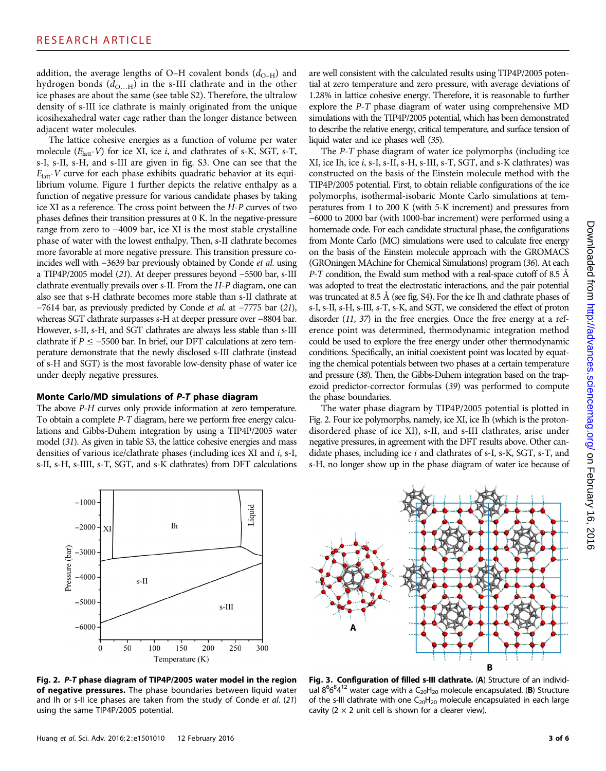addition, the average lengths of O–H covalent bonds ($d_{O–H}$) and hydrogen bonds ($d_{O...H}$) in the s-III clathrate and in the other ice phases are about the same (see table S2). Therefore, the ultralow density of s-III ice clathrate is mainly originated from the unique icosihexahedral water cage rather than the longer distance between adjacent water molecules.

The lattice cohesive energies as a function of volume per water molecule ($E_{latt}$-$V$) for ice XI, ice *i*, and clathrates of s-K, SGT, s-T, s-I, s-II, s-H, and s-III are given in fig. S3. One can see that the $E_{latt}$-$V$ curve for each phase exhibits quadratic behavior at its equilibrium volume. Figure 1 further depicts the relative enthalpy as a function of negative pressure for various candidate phases by taking ice XI as a reference. The cross point between the *H-P* curves of two phases defines their transition pressures at 0 K. In the negative-pressure range from zero to −4009 bar, ice XI is the most stable crystalline phase of water with the lowest enthalpy. Then, s-II clathrate becomes more favorable at more negative pressure. This transition pressure coincides well with −3639 bar previously obtained by Conde *et al.* using a TIP4P/2005 model (*21*). At deeper pressures beyond −5500 bar, s-III clathrate eventually prevails over s-II. From the *H-P* diagram, one can also see that s-H clathrate becomes more stable than s-II clathrate at −7614 bar, as previously predicted by Conde *et al.* at −7775 bar (*21*), whereas SGT clathrate surpasses s-H at deeper pressure over −8804 bar. However, s-II, s-H, and SGT clathrates are always less stable than s-III clathrate if $P \leq -5500$ bar. In brief, our DFT calculations at zero temperature demonstrate that the newly disclosed s-III clathrate (instead of s-H and SGT) is the most favorable low-density phase of water ice under deeply negative pressures.

### Monte Carlo/MD simulations of *P-T* phase diagram

The above *P-H* curves only provide information at zero temperature. To obtain a complete *P-T* diagram, here we perform free energy calculations and Gibbs-Duhem integration by using a TIP4P/2005 water model (*31*). As given in table S3, the lattice cohesive energies and mass densities of various ice/clathrate phases (including ices XI and *i*, s-I, s-II, s-H, s-IIII, s-T, SGT, and s-K clathrates) from DFT calculations are well consistent with the calculated results using TIP4P/2005 potential at zero temperature and zero pressure, with average deviations of 1.28% in lattice cohesive energy. Therefore, it is reasonable to further explore the *P-T* phase diagram of water using comprehensive MD simulations with the TIP4P/2005 potential, which has been demonstrated to describe the relative energy, critical temperature, and surface tension of liquid water and ice phases well (*35*).

The *P-T* phase diagram of water ice polymorphs (including ice XI, ice Ih, ice *i*, s-I, s-II, s-H, s-III, s-T, SGT, and s-K clathrates) was constructed on the basis of the Einstein molecule method with the TIP4P/2005 potential. First, to obtain reliable configurations of the ice polymorphs, isothermal-isobaric Monte Carlo simulations at temperatures from 1 to 200 K (with 5-K increment) and pressures from −6000 to 2000 bar (with 1000-bar increment) were performed using a homemade code. For each candidate structural phase, the configurations from Monte Carlo (MC) simulations were used to calculate free energy on the basis of the Einstein molecule approach with the GROMACS (GROningen MAchine for Chemical Simulations) program (*36*). At each *P-T* condition, the Ewald sum method with a real-space cutoff of 8.5 Å was adopted to treat the electrostatic interactions, and the pair potential was truncated at 8.5 Å (see fig. S4). For the ice Ih and clathrate phases of s-I, s-II, s-H, s-III, s-T, s-K, and SGT, we considered the effect of proton disorder (*11*, *37*) in the free energies. Once the free energy at a reference point was determined, thermodynamic integration method could be used to explore the free energy under other thermodynamic conditions. Specifically, an initial coexistent point was located by equating the chemical potentials between two phases at a certain temperature and pressure (*38*). Then, the Gibbs-Duhem integration based on the trapezoid predictor-corrector formulas (*39*) was performed to compute the phase boundaries.

The water phase diagram by TIP4P/2005 potential is plotted in Fig. 2. Four ice polymorphs, namely, ice XI, ice Ih (which is the proton-disordered phase of ice XI), s-II, and s-III clathrates, arise under negative pressures, in agreement with the DFT results above. Other candidate phases, including ice *i* and clathrates of s-I, s-K, SGT, s-T, and s-H, no longer show up in the phase diagram of water ice because of

**Fig. 2. *P-T* phase diagram of TIP4P/2005 water model in the region of negative pressures.** The phase boundaries between liquid water and Ih or s-II ice phases are taken from the study of Conde *et al.* (*21*) using the same TIP4P/2005 potential.

**Fig. 3. Configuration of filled s-III clathrate.** (**A**) Structure of an individual $8^6 6^8 4^{12}$ water cage with a $C_{20}H_{20}$ molecule encapsulated. (**B**) Structure of the s-III clathrate with one $C_{20}H_{20}$ molecule encapsulated in each large cavity (2 × 2 unit cell is shown for a clearer view).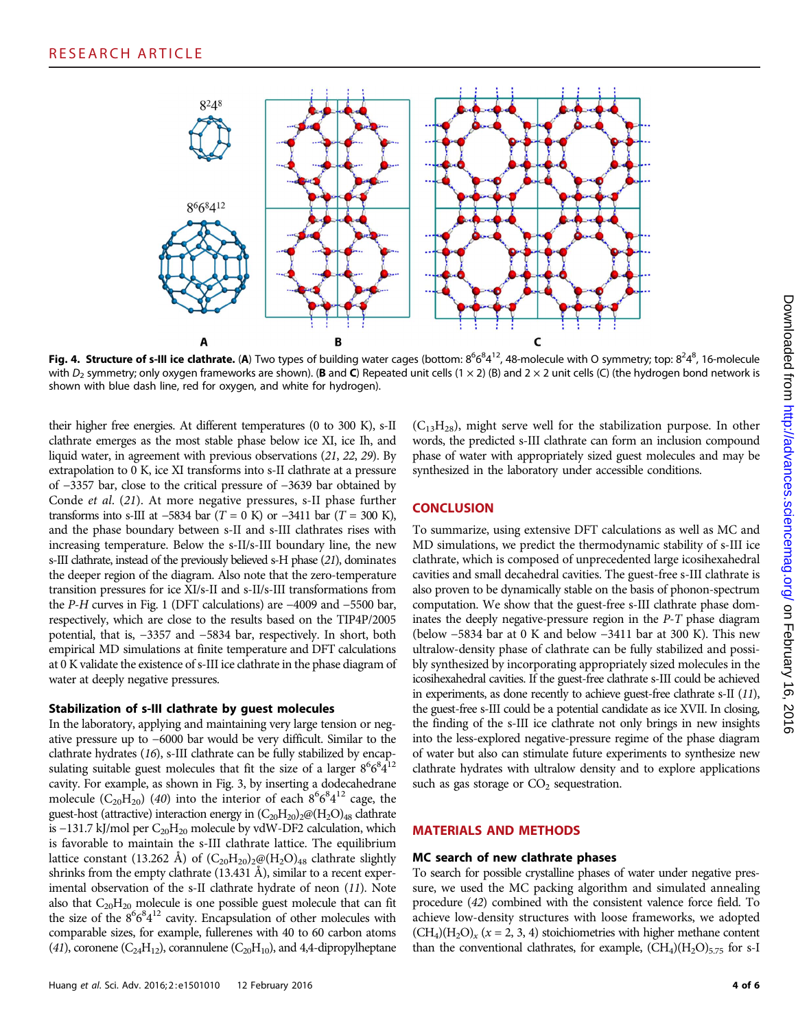**Fig. 4. Structure of s-III ice clathrate.** (**A**) Two types of building water cages (bottom: $8^6 6^8 4^{12}$, 48-molecule with O symmetry; top: $8^2 4^8$, 16-molecule with $D_2$ symmetry; only oxygen frameworks are shown). (**B** and **C**) Repeated unit cells (1 × 2) (B) and 2 × 2 unit cells (C) (the hydrogen bond network is shown with blue dash line, red for oxygen, and white for hydrogen).

their higher free energies. At different temperatures (0 to 300 K), s-II clathrate emerges as the most stable phase below ice XI, ice Ih, and liquid water, in agreement with previous observations (21, 22, 29). By extrapolation to 0 K, ice XI transforms into s-II clathrate at a pressure of −3357 bar, close to the critical pressure of −3639 bar obtained by Conde *et al*. (21). At more negative pressures, s-II phase further transforms into s-III at −5834 bar (*T* = 0 K) or −3411 bar (*T* = 300 K), and the phase boundary between s-II and s-III clathrates rises with increasing temperature. Below the s-II/s-III boundary line, the new s-III clathrate, instead of the previously believed s-H phase (21), dominates the deeper region of the diagram. Also note that the zero-temperature transition pressures for ice XI/s-II and s-II/s-III transformations from the *P-H* curves in Fig. 1 (DFT calculations) are −4009 and −5500 bar, respectively, which are close to the results based on the TIP4P/2005 potential, that is, −3357 and −5834 bar, respectively. In short, both empirical MD simulations at finite temperature and DFT calculations at 0 K validate the existence of s-III ice clathrate in the phase diagram of water at deeply negative pressures.

### Stabilization of s-III clathrate by guest molecules

In the laboratory, applying and maintaining very large tension or negative pressure up to −6000 bar would be very difficult. Similar to the clathrate hydrates (16), s-III clathrate can be fully stabilized by encapsulating suitable guest molecules that fit the size of a larger $8^6 6^8 4^{12}$ cavity. For example, as shown in Fig. 3, by inserting a dodecahedrane molecule ($C_{20}H_{20}$) (40) into the interior of each $8^6 6^8 4^{12}$ cage, the guest-host (attractive) interaction energy in $(C_{20}H_{20})_2@(H_2O)_{48}$ clathrate is −131.7 kJ/mol per $C_{20}H_{20}$ molecule by vdW-DF2 calculation, which is favorable to maintain the s-III clathrate lattice. The equilibrium lattice constant (13.262 Å) of $(C_{20}H_{20})_2@(H_2O)_{48}$ clathrate slightly shrinks from the empty clathrate (13.431 Å), similar to a recent experimental observation of the s-II clathrate hydrate of neon (11). Note also that $C_{20}H_{20}$ molecule is one possible guest molecule that can fit the size of the $8^6 6^8 4^{12}$ cavity. Encapsulation of other molecules with comparable sizes, for example, fullerenes with 40 to 60 carbon atoms (41), coronene ($C_{24}H_{12}$), corannulene ($C_{20}H_{10}$), and 4,4-dipropylheptane ($C_{13}H_{28}$), might serve well for the stabilization purpose. In other words, the predicted s-III clathrate can form an inclusion compound phase of water with appropriately sized guest molecules and may be synthesized in the laboratory under accessible conditions.

## CONCLUSION

To summarize, using extensive DFT calculations as well as MC and MD simulations, we predict the thermodynamic stability of s-III ice clathrate, which is composed of unprecedented large icosihexahedral cavities and small decahedral cavities. The guest-free s-III clathrate is also proven to be dynamically stable on the basis of phonon-spectrum computation. We show that the guest-free s-III clathrate phase dominates the deeply negative-pressure region in the *P-T* phase diagram (below −5834 bar at 0 K and below −3411 bar at 300 K). This new ultralow-density phase of clathrate can be fully stabilized and possibly synthesized by incorporating appropriately sized molecules in the icosihexahedral cavities. If the guest-free clathrate s-III could be achieved in experiments, as done recently to achieve guest-free clathrate s-II (11), the guest-free s-III could be a potential candidate as ice XVII. In closing, the finding of the s-III ice clathrate not only brings in new insights into the less-explored negative-pressure regime of the phase diagram of water but also can stimulate future experiments to synthesize new clathrate hydrates with ultralow density and to explore applications such as gas storage or $CO_2$ sequestration.

## MATERIALS AND METHODS

### MC search of new clathrate phases

To search for possible crystalline phases of water under negative pressure, we used the MC packing algorithm and simulated annealing procedure (42) combined with the consistent valence force field. To achieve low-density structures with loose frameworks, we adopted $(CH_4)(H_2O)_x$ ($x$ = 2, 3, 4) stoichiometries with higher methane content than the conventional clathrates, for example, $(CH_4)(H_2O)_{5.75}$ for s-I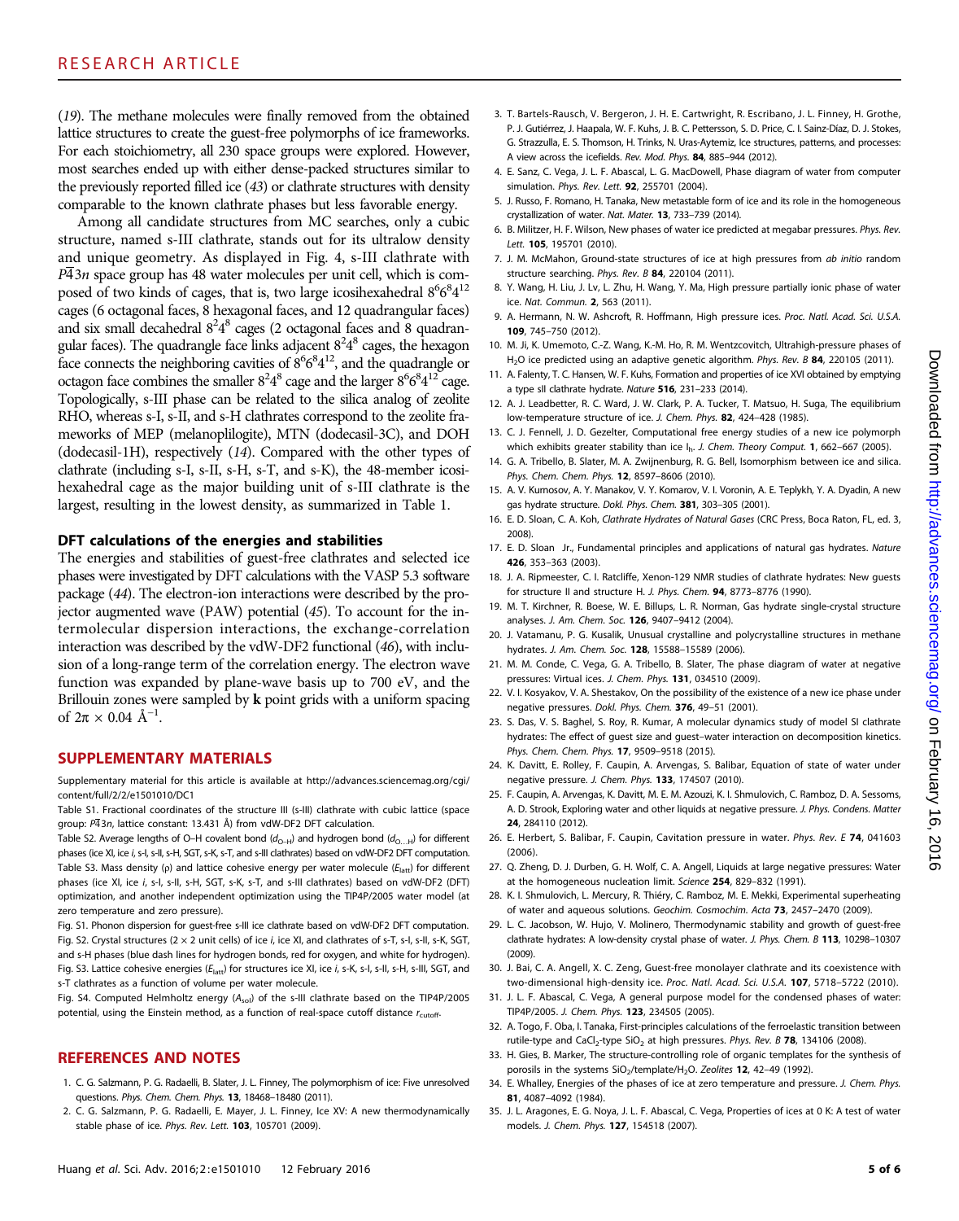(19). The methane molecules were finally removed from the obtained lattice structures to create the guest-free polymorphs of ice frameworks. For each stoichiometry, all 230 space groups were explored. However, most searches ended up with either dense-packed structures similar to the previously reported filled ice (43) or clathrate structures with density comparable to the known clathrate phases but less favorable energy.

Among all candidate structures from MC searches, only a cubic structure, named s-III clathrate, stands out for its ultralow density and unique geometry. As displayed in Fig. 4, s-III clathrate with $P\bar{4}3n$ space group has 48 water molecules per unit cell, which is composed of two kinds of cages, that is, two large icosihexahedral $8^6 6^8 4^{12}$ cages (6 octagonal faces, 8 hexagonal faces, and 12 quadrangular faces) and six small decahedral $8^2 4^8$ cages (2 octagonal faces and 8 quadrangular faces). The quadrangle face links adjacent $8^2 4^8$ cages, the hexagon face connects the neighboring cavities of $8^6 6^8 4^{12}$, and the quadrangle or octagon face combines the smaller $8^2 4^8$ cage and the larger $8^6 6^8 4^{12}$ cage. Topologically, s-III phase can be related to the silica analog of zeolite RHO, whereas s-I, s-II, and s-H clathrates correspond to the zeolite frameworks of MEP (melanophlogite), MTN (dodecasil-3C), and DOH (dodecasil-1H), respectively (14). Compared with the other types of clathrate (including s-I, s-II, s-H, s-T, and s-K), the 48-member icosihexahedral cage as the major building unit of s-III clathrate is the largest, resulting in the lowest density, as summarized in Table 1.

### DFT calculations of the energies and stabilities

The energies and stabilities of guest-free clathrates and selected ice phases were investigated by DFT calculations with the VASP 5.3 software package (44). The electron-ion interactions were described by the projector augmented wave (PAW) potential (45). To account for the intermolecular dispersion interactions, the exchange-correlation interaction was described by the vdW-DF2 functional (46), with inclusion of a long-range term of the correlation energy. The electron wave function was expanded by plane-wave basis up to 700 eV, and the Brillouin zones were sampled by **k** point grids with a uniform spacing of $2\pi \times 0.04$ Å$^{-1}$.

## SUPPLEMENTARY MATERIALS

Supplementary material for this article is available at http://advances.sciencemag.org/cgi/content/full/2/2/e1501010/DC1

Table S1. Fractional coordinates of the structure III (s-III) clathrate with cubic lattice (space group: $P\bar{4}3n$, lattice constant: 13.431 Å) from vdW-DF2 DFT calculation.

Table S2. Average lengths of O–H covalent bond ($d_{O\text{–}H}$) and hydrogen bond ($d_{O\cdots H}$) for different phases (ice XI, ice *i*, s-I, s-II, s-H, SGT, s-K, s-T, and s-III clathrates) based on vdW-DF2 DFT computation.

Table S3. Mass density (ρ) and lattice cohesive energy per water molecule ($E_{latt}$) for different phases (ice XI, ice *i*, s-I, s-II, s-H, SGT, s-K, s-T, and s-III clathrates) based on vdW-DF2 (DFT) optimization, and another independent optimization using the TIP4P/2005 water model (at zero temperature and zero pressure).

Fig. S1. Phonon dispersion for guest-free s-III ice clathrate based on vdW-DF2 DFT computation.

Fig. S2. Crystal structures (2 × 2 unit cells) of ice *i*, ice XI, and clathrates of s-T, s-I, s-II, s-K, SGT, and s-H phases (blue dash lines for hydrogen bonds, red for oxygen, and white for hydrogen).

Fig. S3. Lattice cohesive energies ($E_{latt}$) for structures ice XI, ice *i*, s-K, s-I, s-II, s-H, s-III, SGT, and s-T clathrates as a function of volume per water molecule.

Fig. S4. Computed Helmholtz energy ($A_{sol}$) of the s-III clathrate based on the TIP4P/2005 potential, using the Einstein method, as a function of real-space cutoff distance $r_{cutoff}$.

## REFERENCES AND NOTES

1. C. G. Salzmann, P. G. Radaelli, B. Slater, J. L. Finney, The polymorphism of ice: Five unresolved questions. *Phys. Chem. Chem. Phys.* **13**, 18468–18480 (2011).
2. C. G. Salzmann, P. G. Radaelli, E. Mayer, J. L. Finney, Ice XV: A new thermodynamically stable phase of ice. *Phys. Rev. Lett.* **103**, 105701 (2009).
3. T. Bartels-Rausch, V. Bergeron, J. H. E. Cartwright, R. Escribano, J. L. Finney, H. Grothe, P. J. Gutiérrez, J. Haapala, W. F. Kuhs, J. B. C. Pettersson, S. D. Price, C. I. Sainz-Díaz, D. J. Stokes, G. Strazzulla, E. S. Thomson, H. Trinks, N. Uras-Aytemiz, Ice structures, patterns, and processes: A view across the icefields. *Rev. Mod. Phys.* **84**, 885–944 (2012).
4. E. Sanz, C. Vega, J. L. F. Abascal, L. G. MacDowell, Phase diagram of water from computer simulation. *Phys. Rev. Lett.* **92**, 255701 (2004).
5. J. Russo, F. Romano, H. Tanaka, New metastable form of ice and its role in the homogeneous crystallization of water. *Nat. Mater.* **13**, 733–739 (2014).
6. B. Militzer, H. F. Wilson, New phases of water ice predicted at megabar pressures. *Phys. Rev. Lett.* **105**, 195701 (2010).
7. J. M. McMahon, Ground-state structures of ice at high pressures from *ab initio* random structure searching. *Phys. Rev. B* **84**, 220104 (2011).
8. Y. Wang, H. Liu, J. Lv, L. Zhu, H. Wang, Y. Ma, High pressure partially ionic phase of water ice. *Nat. Commun.* **2**, 563 (2011).
9. A. Hermann, N. W. Ashcroft, R. Hoffmann, High pressure ices. *Proc. Natl. Acad. Sci. U.S.A.* **109**, 745–750 (2012).
10. M. Ji, K. Umemoto, C.-Z. Wang, K.-M. Ho, R. M. Wentzcovitch, Ultrahigh-pressure phases of $H_2O$ ice predicted using an adaptive genetic algorithm. *Phys. Rev. B* **84**, 220105 (2011).
11. A. Falenty, T. C. Hansen, W. F. Kuhs, Formation and properties of ice XVI obtained by emptying a type sII clathrate hydrate. *Nature* **516**, 231–233 (2014).
12. A. J. Leadbetter, R. C. Ward, J. W. Clark, P. A. Tucker, T. Matsuo, H. Suga, The equilibrium low-temperature structure of ice. *J. Chem. Phys.* **82**, 424–428 (1985).
13. C. J. Fennell, J. D. Gezelter, Computational free energy studies of a new ice polymorph which exhibits greater stability than ice $I_h$. *J. Chem. Theory Comput.* **1**, 662–667 (2005).
14. G. A. Tribello, B. Slater, M. A. Zwijnenburg, R. G. Bell, Isomorphism between ice and silica. *Phys. Chem. Chem. Phys.* **12**, 8597–8606 (2010).
15. A. V. Kurnosov, A. Y. Manakov, V. Y. Komarov, V. I. Voronin, A. E. Teplykh, Y. A. Dyadin, A new gas hydrate structure. *Dokl. Phys. Chem.* **381**, 303–305 (2001).
16. E. D. Sloan, C. A. Koh, *Clathrate Hydrates of Natural Gases* (CRC Press, Boca Raton, FL, ed. 3, 2008).
17. E. D. Sloan Jr., Fundamental principles and applications of natural gas hydrates. *Nature* **426**, 353–363 (2003).
18. J. A. Ripmeester, C. I. Ratcliffe, Xenon-129 NMR studies of clathrate hydrates: New guests for structure II and structure H. *J. Phys. Chem.* **94**, 8773–8776 (1990).
19. M. T. Kirchner, R. Boese, W. E. Billups, L. R. Norman, Gas hydrate single-crystal structure analyses. *J. Am. Chem. Soc.* **126**, 9407–9412 (2004).
20. J. Vatamanu, P. G. Kusalik, Unusual crystalline and polycrystalline structures in methane hydrates. *J. Am. Chem. Soc.* **128**, 15588–15589 (2006).
21. M. M. Conde, C. Vega, G. A. Tribello, B. Slater, The phase diagram of water at negative pressures: Virtual ices. *J. Chem. Phys.* **131**, 034510 (2009).
22. V. I. Kosyakov, V. A. Shestakov, On the possibility of the existence of a new ice phase under negative pressures. *Dokl. Phys. Chem.* **376**, 49–51 (2001).
23. S. Das, V. S. Baghel, S. Roy, R. Kumar, A molecular dynamics study of model SI clathrate hydrates: The effect of guest size and guest–water interaction on decomposition kinetics. *Phys. Chem. Chem. Phys.* **17**, 9509–9518 (2015).
24. K. Davitt, E. Rolley, F. Caupin, A. Arvengas, S. Balibar, Equation of state of water under negative pressure. *J. Chem. Phys.* **133**, 174507 (2010).
25. F. Caupin, A. Arvengas, K. Davitt, M. E. M. Azouzi, K. I. Shmulovich, C. Ramboz, D. A. Sessoms, A. D. Strook, Exploring water and other liquids at negative pressure. *J. Phys. Condens. Matter* **24**, 284110 (2012).
26. E. Herbert, S. Balibar, F. Caupin, Cavitation pressure in water. *Phys. Rev. E* **74**, 041603 (2006).
27. Q. Zheng, D. J. Durben, G. H. Wolf, C. A. Angell, Liquids at large negative pressures: Water at the homogeneous nucleation limit. *Science* **254**, 829–832 (1991).
28. K. I. Shmulovich, L. Mercury, R. Thiéry, C. Ramboz, M. E. Mekki, Experimental superheating of water and aqueous solutions. *Geochim. Cosmochim. Acta* **73**, 2457–2470 (2009).
29. L. C. Jacobson, W. Hujo, V. Molinero, Thermodynamic stability and growth of guest-free clathrate hydrates: A low-density crystal phase of water. *J. Phys. Chem. B* **113**, 10298–10307 (2009).
30. J. Bai, C. A. Angell, X. C. Zeng, Guest-free monolayer clathrate and its coexistence with two-dimensional high-density ice. *Proc. Natl. Acad. Sci. U.S.A.* **107**, 5718–5722 (2010).
31. J. L. F. Abascal, C. Vega, A general purpose model for the condensed phases of water: TIP4P/2005. *J. Chem. Phys.* **123**, 234505 (2005).
32. A. Togo, F. Oba, I. Tanaka, First-principles calculations of the ferroelastic transition between rutile-type and $CaCl_2$-type $SiO_2$ at high pressures. *Phys. Rev. B* **78**, 134106 (2008).
33. H. Gies, B. Marker, The structure-controlling role of organic templates for the synthesis of porosils in the systems $SiO_2$/template/$H_2O$. *Zeolites* **12**, 42–49 (1992).
34. E. Whalley, Energies of the phases of ice at zero temperature and pressure. *J. Chem. Phys.* **81**, 4087–4092 (1984).
35. J. L. Aragones, E. G. Noya, J. L. F. Abascal, C. Vega, Properties of ices at 0 K: A test of water models. *J. Chem. Phys.* **127**, 154518 (2007).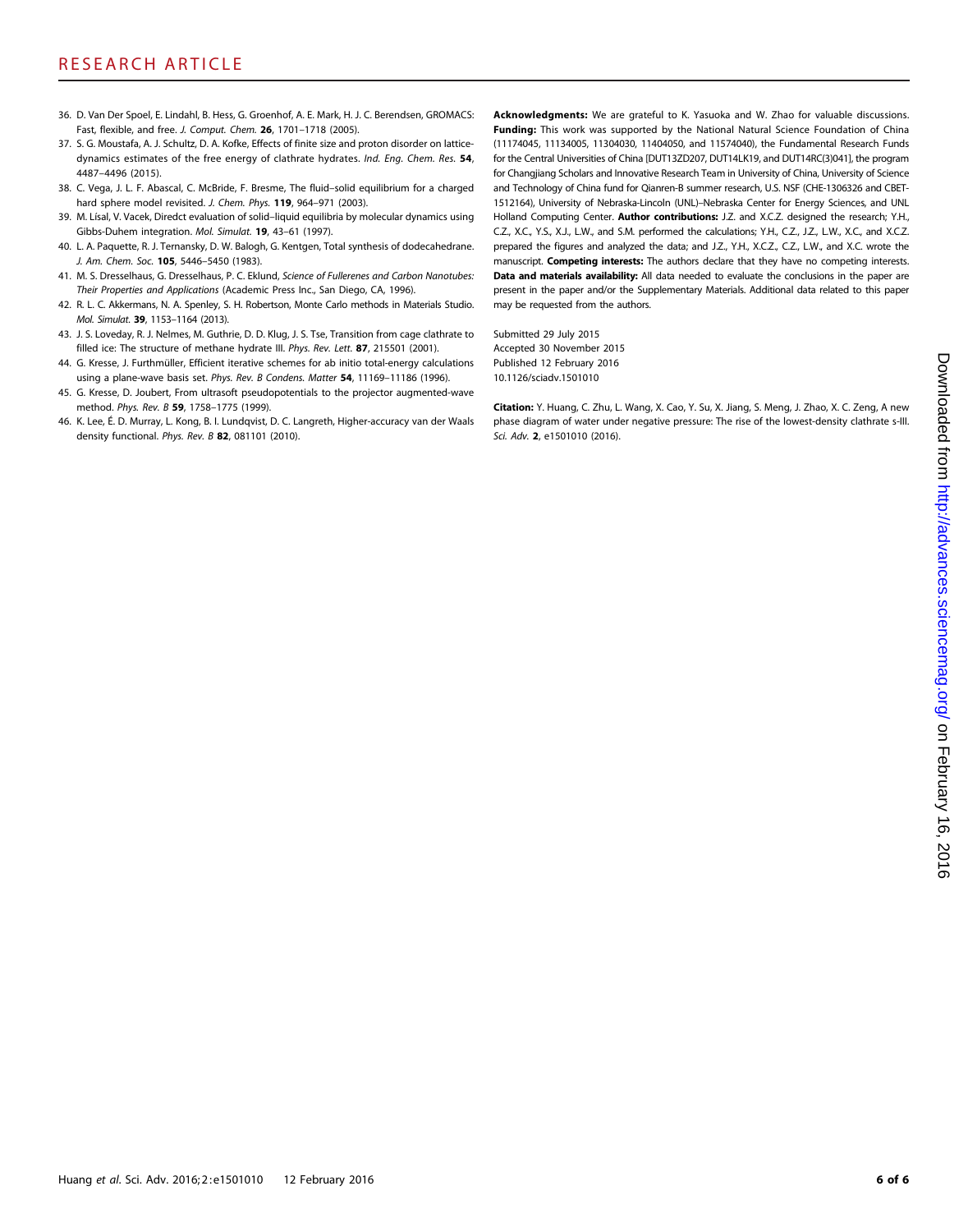36. D. Van Der Spoel, E. Lindahl, B. Hess, G. Groenhof, A. E. Mark, H. J. C. Berendsen, GROMACS: Fast, flexible, and free. *J. Comput. Chem.* **26**, 1701–1718 (2005).
37. S. G. Moustafa, A. J. Schultz, D. A. Kofke, Effects of finite size and proton disorder on lattice-dynamics estimates of the free energy of clathrate hydrates. *Ind. Eng. Chem. Res.* **54**, 4487–4496 (2015).
38. C. Vega, J. L. F. Abascal, C. McBride, F. Bresme, The fluid–solid equilibrium for a charged hard sphere model revisited. *J. Chem. Phys.* **119**, 964–971 (2003).
39. M. Lísal, V. Vacek, Diredct evaluation of solid–liquid equilibria by molecular dynamics using Gibbs-Duhem integration. *Mol. Simulat.* **19**, 43–61 (1997).
40. L. A. Paquette, R. J. Ternansky, D. W. Balogh, G. Kentgen, Total synthesis of dodecahedrane. *J. Am. Chem. Soc.* **105**, 5446–5450 (1983).
41. M. S. Dresselhaus, G. Dresselhaus, P. C. Eklund, *Science of Fullerenes and Carbon Nanotubes: Their Properties and Applications* (Academic Press Inc., San Diego, CA, 1996).
42. R. L. C. Akkermans, N. A. Spenley, S. H. Robertson, Monte Carlo methods in Materials Studio. *Mol. Simulat.* **39**, 1153–1164 (2013).
43. J. S. Loveday, R. J. Nelmes, M. Guthrie, D. D. Klug, J. S. Tse, Transition from cage clathrate to filled ice: The structure of methane hydrate III. *Phys. Rev. Lett.* **87**, 215501 (2001).
44. G. Kresse, J. Furthmüller, Efficient iterative schemes for ab initio total-energy calculations using a plane-wave basis set. *Phys. Rev. B Condens. Matter* **54**, 11169–11186 (1996).
45. G. Kresse, D. Joubert, From ultrasoft pseudopotentials to the projector augmented-wave method. *Phys. Rev. B* **59**, 1758–1775 (1999).
46. K. Lee, É. D. Murray, L. Kong, B. I. Lundqvist, D. C. Langreth, Higher-accuracy van der Waals density functional. *Phys. Rev. B* **82**, 081101 (2010).

**Acknowledgments:** We are grateful to K. Yasuoka and W. Zhao for valuable discussions. **Funding:** This work was supported by the National Natural Science Foundation of China (11174045, 11134005, 11304030, 11404050, and 11574040), the Fundamental Research Funds for the Central Universities of China [DUT13ZD207, DUT14LK19, and DUT14RC(3)041], the program for Changjiang Scholars and Innovative Research Team in University of China, University of Science and Technology of China fund for Qianren-B summer research, U.S. NSF (CHE-1306326 and CBET-1512164), University of Nebraska-Lincoln (UNL)–Nebraska Center for Energy Sciences, and UNL Holland Computing Center. **Author contributions:** J.Z. and X.C.Z. designed the research; Y.H., C.Z., X.C., Y.S., X.J., L.W., and S.M. performed the calculations; Y.H., C.Z., J.Z., L.W., X.C., and X.C.Z. prepared the figures and analyzed the data; and J.Z., Y.H., X.C.Z., C.Z., L.W., and X.C. wrote the manuscript. **Competing interests:** The authors declare that they have no competing interests. **Data and materials availability:** All data needed to evaluate the conclusions in the paper are present in the paper and/or the Supplementary Materials. Additional data related to this paper may be requested from the authors.

Submitted 29 July 2015
Accepted 30 November 2015
Published 12 February 2016
10.1126/sciadv.1501010

**Citation:** Y. Huang, C. Zhu, L. Wang, X. Cao, Y. Su, X. Jiang, S. Meng, J. Zhao, X. C. Zeng, A new phase diagram of water under negative pressure: The rise of the lowest-density clathrate s-III. *Sci. Adv.* **2**, e1501010 (2016).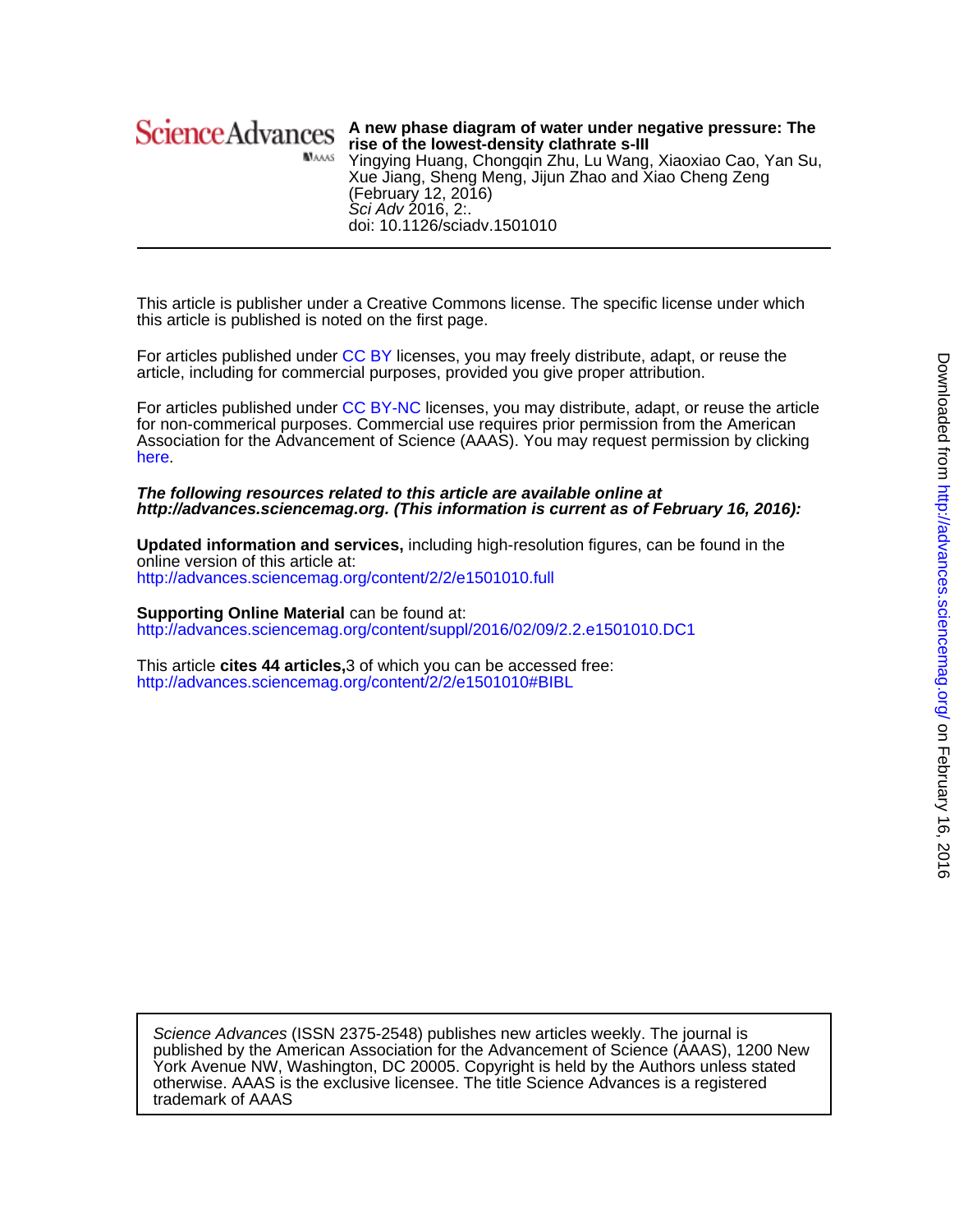Science Advances

**A new phase diagram of water under negative pressure: The rise of the lowest-density clathrate s-III**
Yingying Huang, Chongqin Zhu, Lu Wang, Xiaoxiao Cao, Yan Su, Xue Jiang, Sheng Meng, Jijun Zhao and Xiao Cheng Zeng
(February 12, 2016)
*Sci Adv* 2016, 2:.
doi: 10.1126/sciadv.1501010

This article is publisher under a Creative Commons license. The specific license under which this article is published is noted on the first page.

For articles published under CC BY licenses, you may freely distribute, adapt, or reuse the article, including for commercial purposes, provided you give proper attribution.

For articles published under CC BY-NC licenses, you may distribute, adapt, or reuse the article for non-commerical purposes. Commercial use requires prior permission from the American Association for the Advancement of Science (AAAS). You may request permission by clicking here.

***The following resources related to this article are available online at http://advances.sciencemag.org. (This information is current as of February 16, 2016):***

**Updated information and services,** including high-resolution figures, can be found in the online version of this article at:
http://advances.sciencemag.org/content/2/2/e1501010.full

**Supporting Online Material** can be found at:
http://advances.sciencemag.org/content/suppl/2016/02/09/2.2.e1501010.DC1

This article **cites 44 articles,**3 of which you can be accessed free:
http://advances.sciencemag.org/content/2/2/e1501010#BIBL

*Science Advances* (ISSN 2375-2548) publishes new articles weekly. The journal is published by the American Association for the Advancement of Science (AAAS), 1200 New York Avenue NW, Washington, DC 20005. Copyright is held by the Authors unless stated otherwise. AAAS is the exclusive licensee. The title Science Advances is a registered trademark of AAAS

Downloaded from http://advances.sciencemag.org/ on February 16, 2016